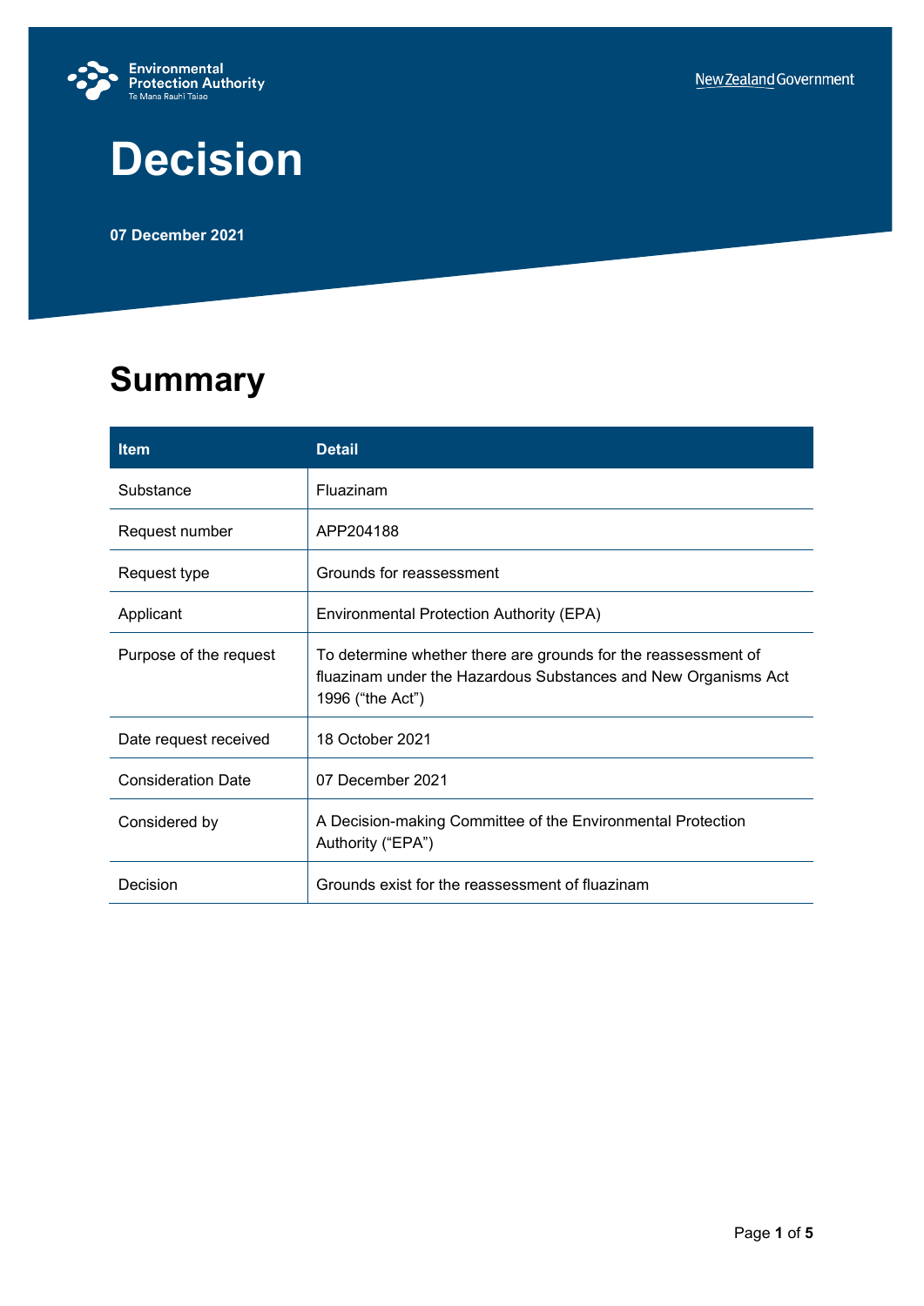# Decision

**07 December 2021**

## Summary

| Item | Detail |
| --- | --- |
| Substance | Fluazinam |
| Request number | APP204188 |
| Request type | Grounds for reassessment |
| Applicant | Environmental Protection Authority (EPA) |
| Purpose of the request | To determine whether there are grounds for the reassessment of fluazinam under the Hazardous Substances and New Organisms Act 1996 ("the Act") |
| Date request received | 18 October 2021 |
| Consideration Date | 07 December 2021 |
| Considered by | A Decision-making Committee of the Environmental Protection Authority ("EPA") |
| Decision | Grounds exist for the reassessment of fluazinam |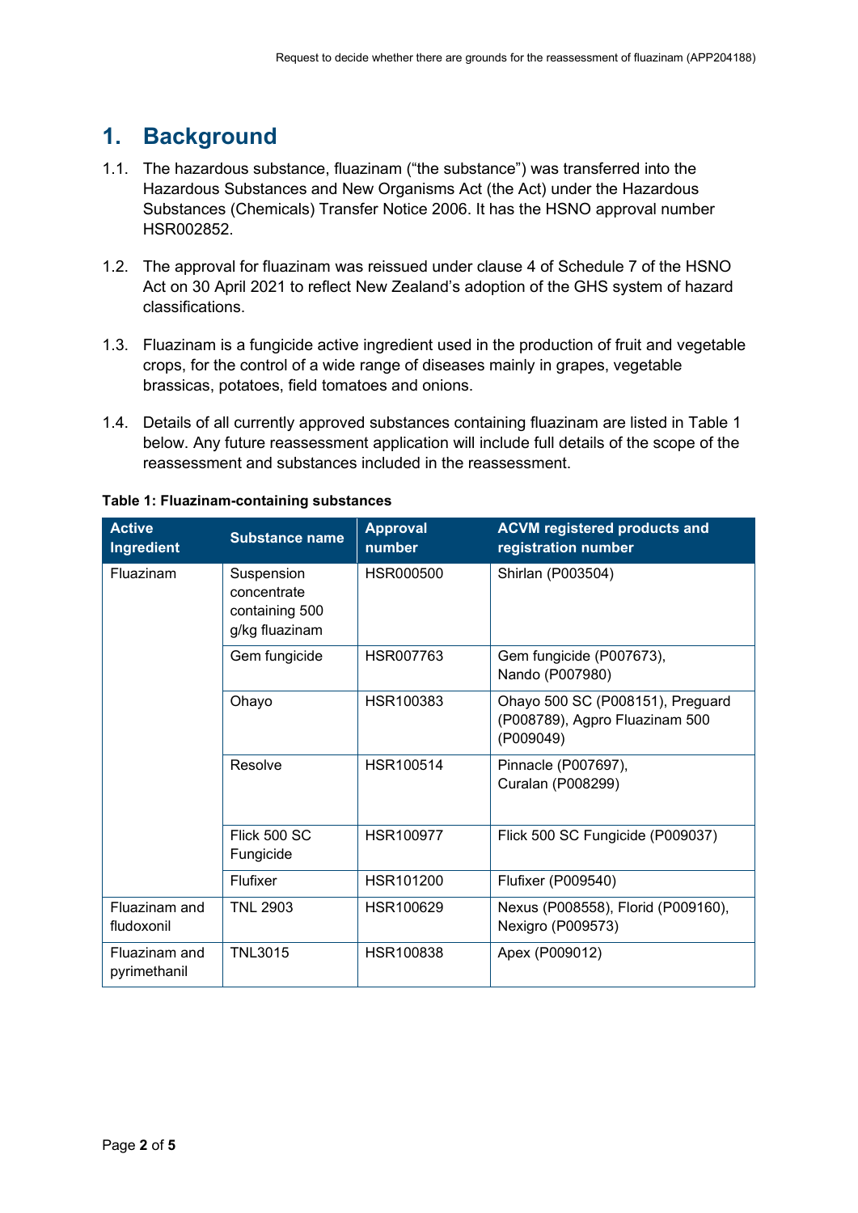# 1. Background

1.1. The hazardous substance, fluazinam ("the substance") was transferred into the Hazardous Substances and New Organisms Act (the Act) under the Hazardous Substances (Chemicals) Transfer Notice 2006. It has the HSNO approval number HSR002852.

1.2. The approval for fluazinam was reissued under clause 4 of Schedule 7 of the HSNO Act on 30 April 2021 to reflect New Zealand's adoption of the GHS system of hazard classifications.

1.3. Fluazinam is a fungicide active ingredient used in the production of fruit and vegetable crops, for the control of a wide range of diseases mainly in grapes, vegetable brassicas, potatoes, field tomatoes and onions.

1.4. Details of all currently approved substances containing fluazinam are listed in Table 1 below. Any future reassessment application will include full details of the scope of the reassessment and substances included in the reassessment.

**Table 1: Fluazinam-containing substances**

| Active Ingredient | Substance name | Approval number | ACVM registered products and registration number |
|---|---|---|---|
| Fluazinam | Suspension concentrate containing 500 g/kg fluazinam | HSR000500 | Shirlan (P003504) |
| | Gem fungicide | HSR007763 | Gem fungicide (P007673), Nando (P007980) |
| | Ohayo | HSR100383 | Ohayo 500 SC (P008151), Preguard (P008789), Agpro Fluazinam 500 (P009049) |
| | Resolve | HSR100514 | Pinnacle (P007697), Curalan (P008299) |
| | Flick 500 SC Fungicide | HSR100977 | Flick 500 SC Fungicide (P009037) |
| | Flufixer | HSR101200 | Flufixer (P009540) |
| Fluazinam and fludoxonil | TNL 2903 | HSR100629 | Nexus (P008558), Florid (P009160), Nexigro (P009573) |
| Fluazinam and pyrimethanil | TNL3015 | HSR100838 | Apex (P009012) |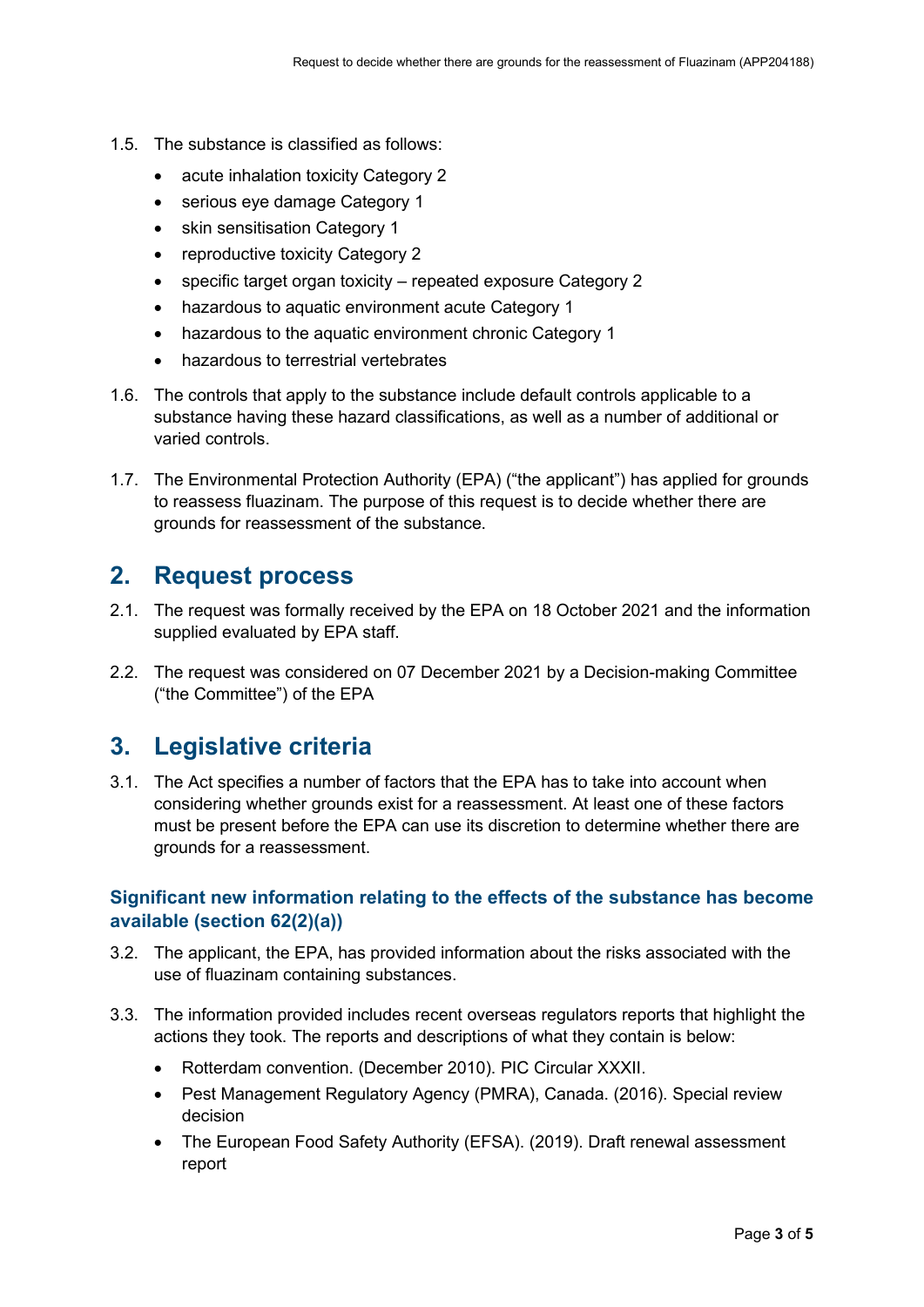1.5. The substance is classified as follows:

- acute inhalation toxicity Category 2
- serious eye damage Category 1
- skin sensitisation Category 1
- reproductive toxicity Category 2
- specific target organ toxicity – repeated exposure Category 2
- hazardous to aquatic environment acute Category 1
- hazardous to the aquatic environment chronic Category 1
- hazardous to terrestrial vertebrates

1.6. The controls that apply to the substance include default controls applicable to a substance having these hazard classifications, as well as a number of additional or varied controls.

1.7. The Environmental Protection Authority (EPA) ("the applicant") has applied for grounds to reassess fluazinam. The purpose of this request is to decide whether there are grounds for reassessment of the substance.

## 2. Request process

2.1. The request was formally received by the EPA on 18 October 2021 and the information supplied evaluated by EPA staff.

2.2. The request was considered on 07 December 2021 by a Decision-making Committee ("the Committee") of the EPA

## 3. Legislative criteria

3.1. The Act specifies a number of factors that the EPA has to take into account when considering whether grounds exist for a reassessment. At least one of these factors must be present before the EPA can use its discretion to determine whether there are grounds for a reassessment.

### Significant new information relating to the effects of the substance has become available (section 62(2)(a))

3.2. The applicant, the EPA, has provided information about the risks associated with the use of fluazinam containing substances.

3.3. The information provided includes recent overseas regulators reports that highlight the actions they took. The reports and descriptions of what they contain is below:

- Rotterdam convention. (December 2010). PIC Circular XXXII.
- Pest Management Regulatory Agency (PMRA), Canada. (2016). Special review decision
- The European Food Safety Authority (EFSA). (2019). Draft renewal assessment report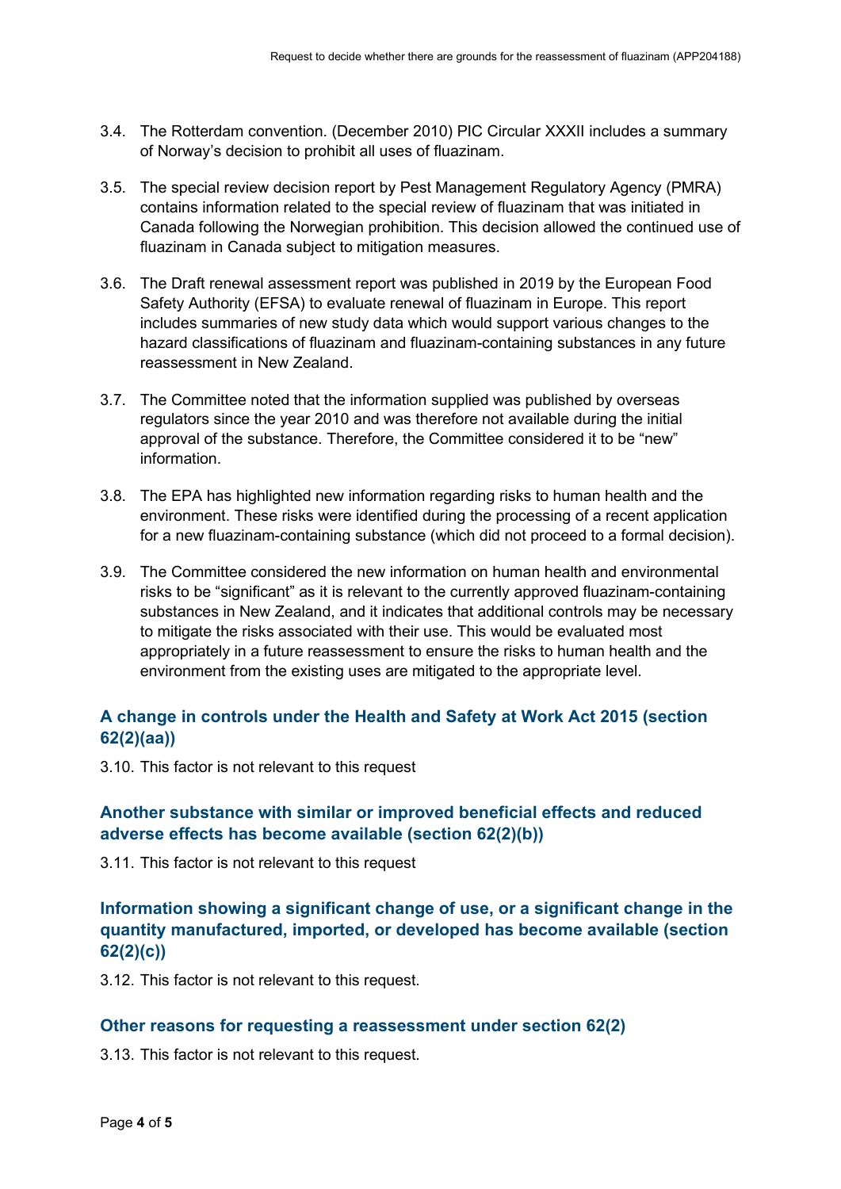3.4. The Rotterdam convention. (December 2010) PIC Circular XXXII includes a summary of Norway's decision to prohibit all uses of fluazinam.

3.5. The special review decision report by Pest Management Regulatory Agency (PMRA) contains information related to the special review of fluazinam that was initiated in Canada following the Norwegian prohibition. This decision allowed the continued use of fluazinam in Canada subject to mitigation measures.

3.6. The Draft renewal assessment report was published in 2019 by the European Food Safety Authority (EFSA) to evaluate renewal of fluazinam in Europe. This report includes summaries of new study data which would support various changes to the hazard classifications of fluazinam and fluazinam-containing substances in any future reassessment in New Zealand.

3.7. The Committee noted that the information supplied was published by overseas regulators since the year 2010 and was therefore not available during the initial approval of the substance. Therefore, the Committee considered it to be "new" information.

3.8. The EPA has highlighted new information regarding risks to human health and the environment. These risks were identified during the processing of a recent application for a new fluazinam-containing substance (which did not proceed to a formal decision).

3.9. The Committee considered the new information on human health and environmental risks to be "significant" as it is relevant to the currently approved fluazinam-containing substances in New Zealand, and it indicates that additional controls may be necessary to mitigate the risks associated with their use. This would be evaluated most appropriately in a future reassessment to ensure the risks to human health and the environment from the existing uses are mitigated to the appropriate level.

### A change in controls under the Health and Safety at Work Act 2015 (section 62(2)(aa))

3.10. This factor is not relevant to this request

### Another substance with similar or improved beneficial effects and reduced adverse effects has become available (section 62(2)(b))

3.11. This factor is not relevant to this request

### Information showing a significant change of use, or a significant change in the quantity manufactured, imported, or developed has become available (section 62(2)(c))

3.12. This factor is not relevant to this request.

### Other reasons for requesting a reassessment under section 62(2)

3.13. This factor is not relevant to this request.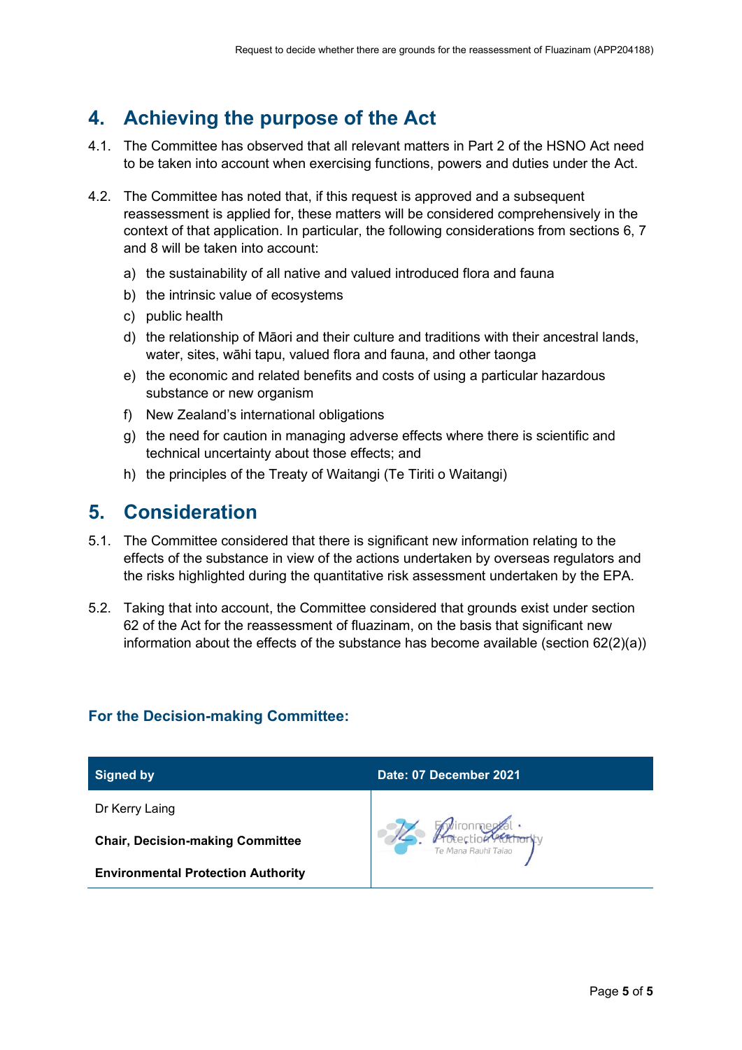## 4. Achieving the purpose of the Act

4.1. The Committee has observed that all relevant matters in Part 2 of the HSNO Act need to be taken into account when exercising functions, powers and duties under the Act.

4.2. The Committee has noted that, if this request is approved and a subsequent reassessment is applied for, these matters will be considered comprehensively in the context of that application. In particular, the following considerations from sections 6, 7 and 8 will be taken into account:

a) the sustainability of all native and valued introduced flora and fauna

b) the intrinsic value of ecosystems

c) public health

d) the relationship of Māori and their culture and traditions with their ancestral lands, water, sites, wāhi tapu, valued flora and fauna, and other taonga

e) the economic and related benefits and costs of using a particular hazardous substance or new organism

f) New Zealand's international obligations

g) the need for caution in managing adverse effects where there is scientific and technical uncertainty about those effects; and

h) the principles of the Treaty of Waitangi (Te Tiriti o Waitangi)

## 5. Consideration

5.1. The Committee considered that there is significant new information relating to the effects of the substance in view of the actions undertaken by overseas regulators and the risks highlighted during the quantitative risk assessment undertaken by the EPA.

5.2. Taking that into account, the Committee considered that grounds exist under section 62 of the Act for the reassessment of fluazinam, on the basis that significant new information about the effects of the substance has become available (section 62(2)(a))

### For the Decision-making Committee:

| Signed by | Date: 07 December 2021 |
|---|---|
| Dr Kerry Laing<br><br>**Chair, Decision-making Committee**<br><br>**Environmental Protection Authority** | Environmental Protection Authority<br>Te Mana Rauhī Taiao |